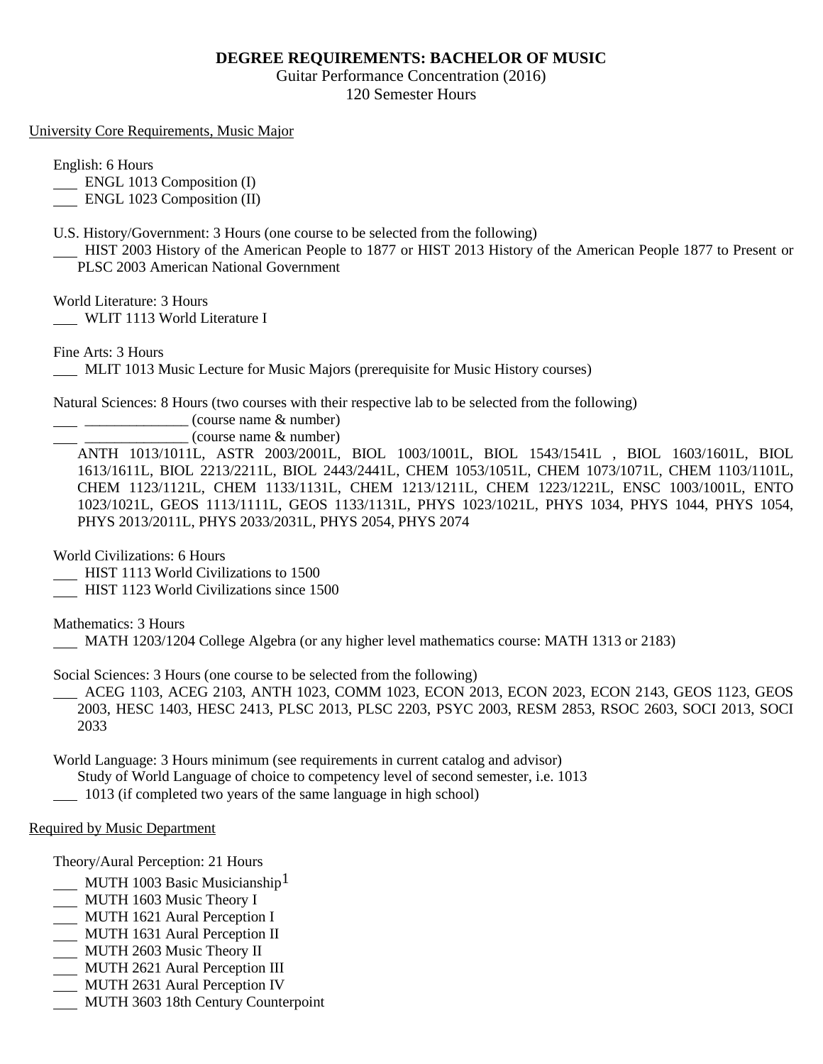**DEGREE REQUIREMENTS: BACHELOR OF MUSIC**

Guitar Performance Concentration (2016)

120 Semester Hours

University Core Requirements, Music Major

English: 6 Hours

___ ENGL 1013 Composition (I)

___ ENGL 1023 Composition (II)

U.S. History/Government: 3 Hours (one course to be selected from the following)

___ HIST 2003 History of the American People to 1877 or HIST 2013 History of the American People 1877 to Present or PLSC 2003 American National Government

World Literature: 3 Hours

___ WLIT 1113 World Literature I

Fine Arts: 3 Hours

___ MLIT 1013 Music Lecture for Music Majors (prerequisite for Music History courses)

Natural Sciences: 8 Hours (two courses with their respective lab to be selected from the following)

___ ______________ (course name & number)

___ ______________ (course name & number)

ANTH 1013/1011L, ASTR 2003/2001L, BIOL 1003/1001L, BIOL 1543/1541L , BIOL 1603/1601L, BIOL 1613/1611L, BIOL 2213/2211L, BIOL 2443/2441L, CHEM 1053/1051L, CHEM 1073/1071L, CHEM 1103/1101L, CHEM 1123/1121L, CHEM 1133/1131L, CHEM 1213/1211L, CHEM 1223/1221L, ENSC 1003/1001L, ENTO 1023/1021L, GEOS 1113/1111L, GEOS 1133/1131L, PHYS 1023/1021L, PHYS 1034, PHYS 1044, PHYS 1054, PHYS 2013/2011L, PHYS 2033/2031L, PHYS 2054, PHYS 2074

World Civilizations: 6 Hours

___ HIST 1113 World Civilizations to 1500

___ HIST 1123 World Civilizations since 1500

Mathematics: 3 Hours

___ MATH 1203/1204 College Algebra (or any higher level mathematics course: MATH 1313 or 2183)

Social Sciences: 3 Hours (one course to be selected from the following)

___ ACEG 1103, ACEG 2103, ANTH 1023, COMM 1023, ECON 2013, ECON 2023, ECON 2143, GEOS 1123, GEOS 2003, HESC 1403, HESC 2413, PLSC 2013, PLSC 2203, PSYC 2003, RESM 2853, RSOC 2603, SOCI 2013, SOCI 2033

World Language: 3 Hours minimum (see requirements in current catalog and advisor)

Study of World Language of choice to competency level of second semester, i.e. 1013

___ 1013 (if completed two years of the same language in high school)

Required by Music Department

Theory/Aural Perception: 21 Hours

___ MUTH 1003 Basic Musicianship[1]

___ MUTH 1603 Music Theory I

___ MUTH 1621 Aural Perception I

___ MUTH 1631 Aural Perception II

___ MUTH 2603 Music Theory II

___ MUTH 2621 Aural Perception III

___ MUTH 2631 Aural Perception IV

___ MUTH 3603 18th Century Counterpoint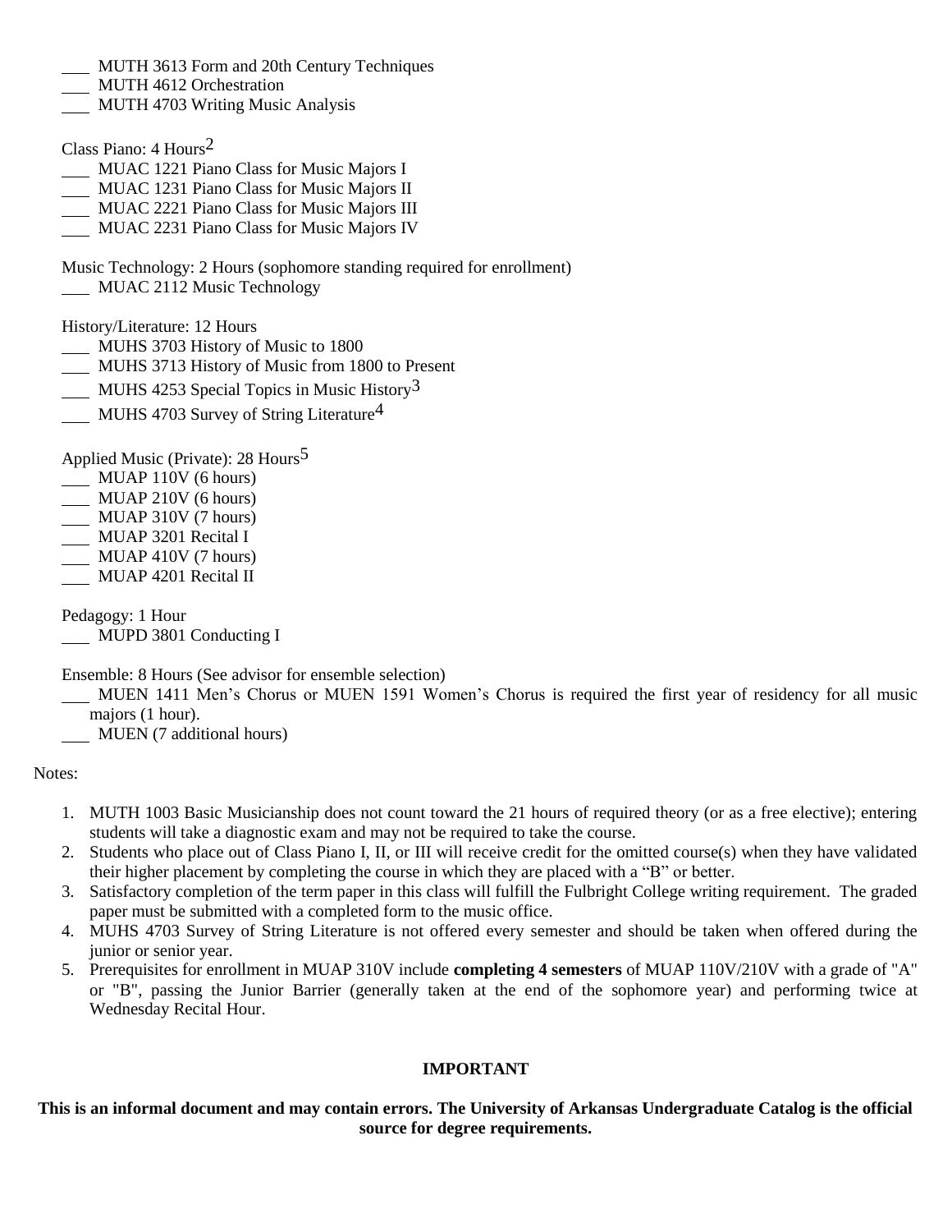___ MUTH 3613 Form and 20th Century Techniques
___ MUTH 4612 Orchestration
___ MUTH 4703 Writing Music Analysis

Class Piano: 4 Hours[2]

___ MUAC 1221 Piano Class for Music Majors I
___ MUAC 1231 Piano Class for Music Majors II
___ MUAC 2221 Piano Class for Music Majors III
___ MUAC 2231 Piano Class for Music Majors IV

Music Technology: 2 Hours (sophomore standing required for enrollment)

___ MUAC 2112 Music Technology

History/Literature: 12 Hours

___ MUHS 3703 History of Music to 1800
___ MUHS 3713 History of Music from 1800 to Present
___ MUHS 4253 Special Topics in Music History[3]
___ MUHS 4703 Survey of String Literature[4]

Applied Music (Private): 28 Hours[5]

___ MUAP 110V (6 hours)
___ MUAP 210V (6 hours)
___ MUAP 310V (7 hours)
___ MUAP 3201 Recital I
___ MUAP 410V (7 hours)
___ MUAP 4201 Recital II

Pedagogy: 1 Hour

___ MUPD 3801 Conducting I

Ensemble: 8 Hours (See advisor for ensemble selection)

___ MUEN 1411 Men's Chorus or MUEN 1591 Women's Chorus is required the first year of residency for all music majors (1 hour).
___ MUEN (7 additional hours)

Notes:

1. MUTH 1003 Basic Musicianship does not count toward the 21 hours of required theory (or as a free elective); entering students will take a diagnostic exam and may not be required to take the course.
2. Students who place out of Class Piano I, II, or III will receive credit for the omitted course(s) when they have validated their higher placement by completing the course in which they are placed with a "B" or better.
3. Satisfactory completion of the term paper in this class will fulfill the Fulbright College writing requirement. The graded paper must be submitted with a completed form to the music office.
4. MUHS 4703 Survey of String Literature is not offered every semester and should be taken when offered during the junior or senior year.
5. Prerequisites for enrollment in MUAP 310V include **completing 4 semesters** of MUAP 110V/210V with a grade of "A" or "B", passing the Junior Barrier (generally taken at the end of the sophomore year) and performing twice at Wednesday Recital Hour.

**IMPORTANT**

**This is an informal document and may contain errors. The University of Arkansas Undergraduate Catalog is the official source for degree requirements.**